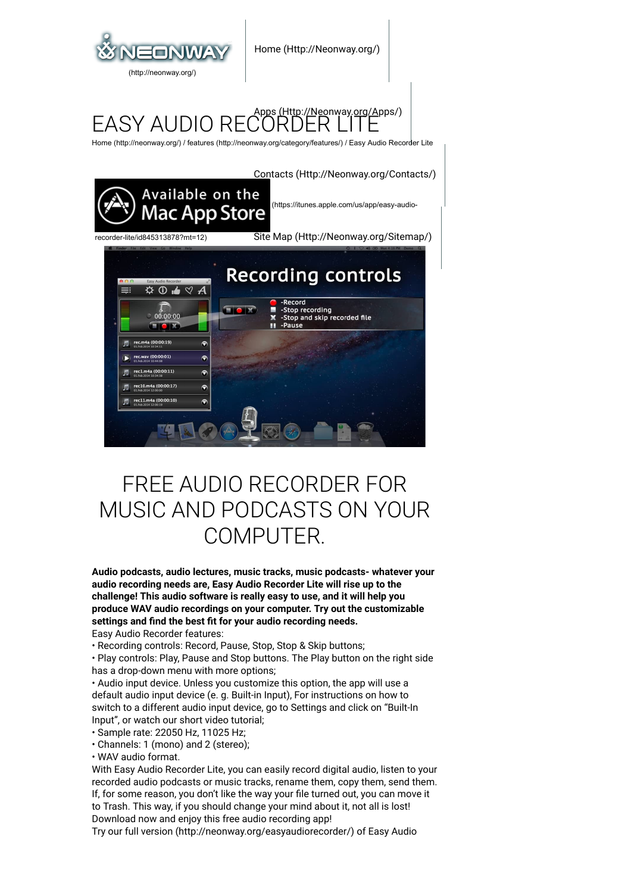NEONWAY (http://neonway.org/)

Home (Http://Neonway.org/)

Apps (Http://Neonway.org/Apps/)

Contacts (Http://Neonway.org/Contacts/)

Site Map (Http://Neonway.org/Sitemap/)

# EASY AUDIO RECORDER LITE

Home (http://neonway.org/) / features (http://neonway.org/category/features/) / Easy Audio Recorder Lite

Available on the Mac App Store (https://itunes.apple.com/us/app/easy-audio-recorder-lite/id845313878?mt=12)

# FREE AUDIO RECORDER FOR MUSIC AND PODCASTS ON YOUR COMPUTER.

**Audio podcasts, audio lectures, music tracks, music podcasts- whatever your audio recording needs are, Easy Audio Recorder Lite will rise up to the challenge! This audio software is really easy to use, and it will help you produce WAV audio recordings on your computer. Try out the customizable settings and find the best fit for your audio recording needs.**

Easy Audio Recorder features:

- Recording controls: Record, Pause, Stop, Stop & Skip buttons;
- Play controls: Play, Pause and Stop buttons. The Play button on the right side has a drop-down menu with more options;
- Audio input device. Unless you customize this option, the app will use a default audio input device (e. g. Built-in Input), For instructions on how to switch to a different audio input device, go to Settings and click on "Built-In Input", or watch our short video tutorial;
- Sample rate: 22050 Hz, 11025 Hz;
- Channels: 1 (mono) and 2 (stereo);
- WAV audio format.

With Easy Audio Recorder Lite, you can easily record digital audio, listen to your recorded audio podcasts or music tracks, rename them, copy them, send them. If, for some reason, you don't like the way your file turned out, you can move it to Trash. This way, if you should change your mind about it, not all is lost!

Download now and enjoy this free audio recording app!

Try our full version (http://neonway.org/easyaudiorecorder/) of Easy Audio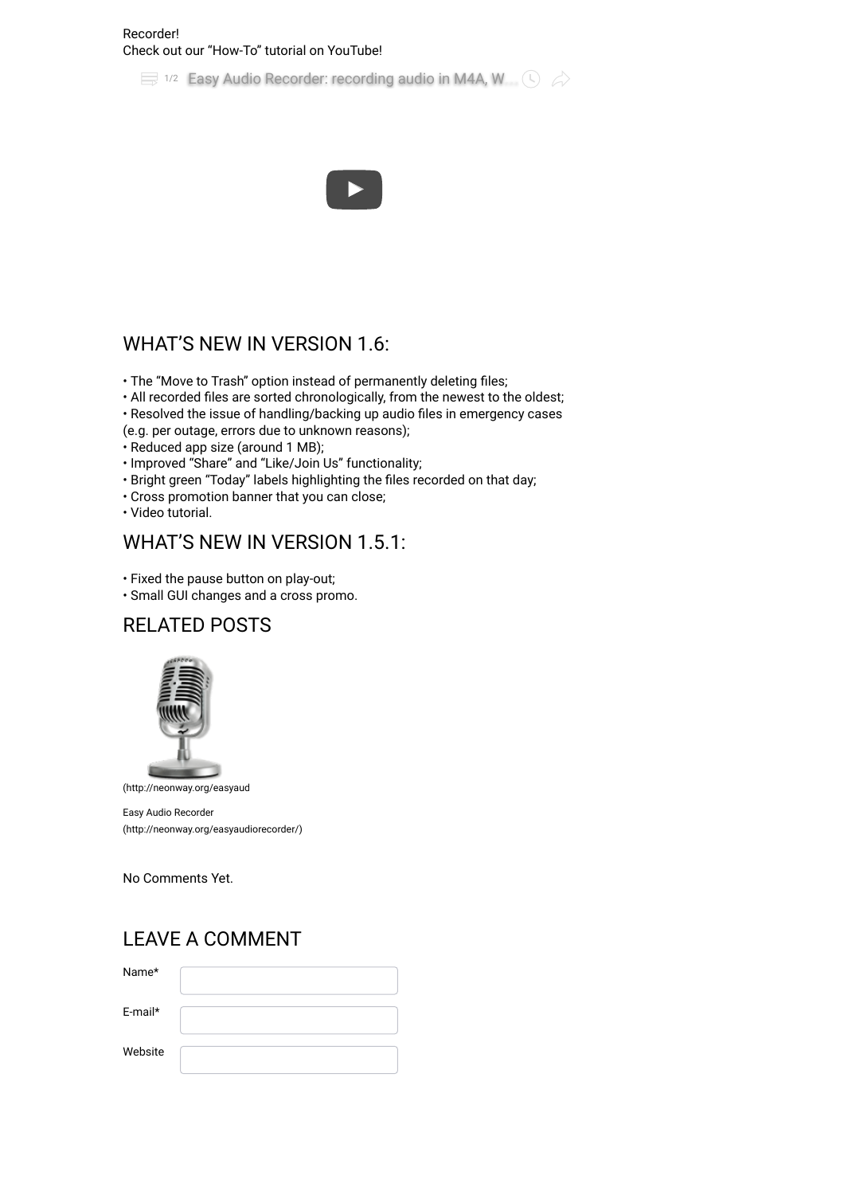Recorder!
Check out our “How-To” tutorial on YouTube!

1/2 Easy Audio Recorder: recording audio in M4A, W...

## WHAT’S NEW IN VERSION 1.6:

• The “Move to Trash” option instead of permanently deleting files;
• All recorded files are sorted chronologically, from the newest to the oldest;
• Resolved the issue of handling/backing up audio files in emergency cases (e.g. per outage, errors due to unknown reasons);
• Reduced app size (around 1 MB);
• Improved “Share” and “Like/Join Us” functionality;
• Bright green “Today” labels highlighting the files recorded on that day;
• Cross promotion banner that you can close;
• Video tutorial.

## WHAT’S NEW IN VERSION 1.5.1:

• Fixed the pause button on play-out;
• Small GUI changes and a cross promo.

## RELATED POSTS

(http://neonway.org/easyaud

Easy Audio Recorder
(http://neonway.org/easyaudiorecorder/)

No Comments Yet.

## LEAVE A COMMENT

Name*

E-mail*

Website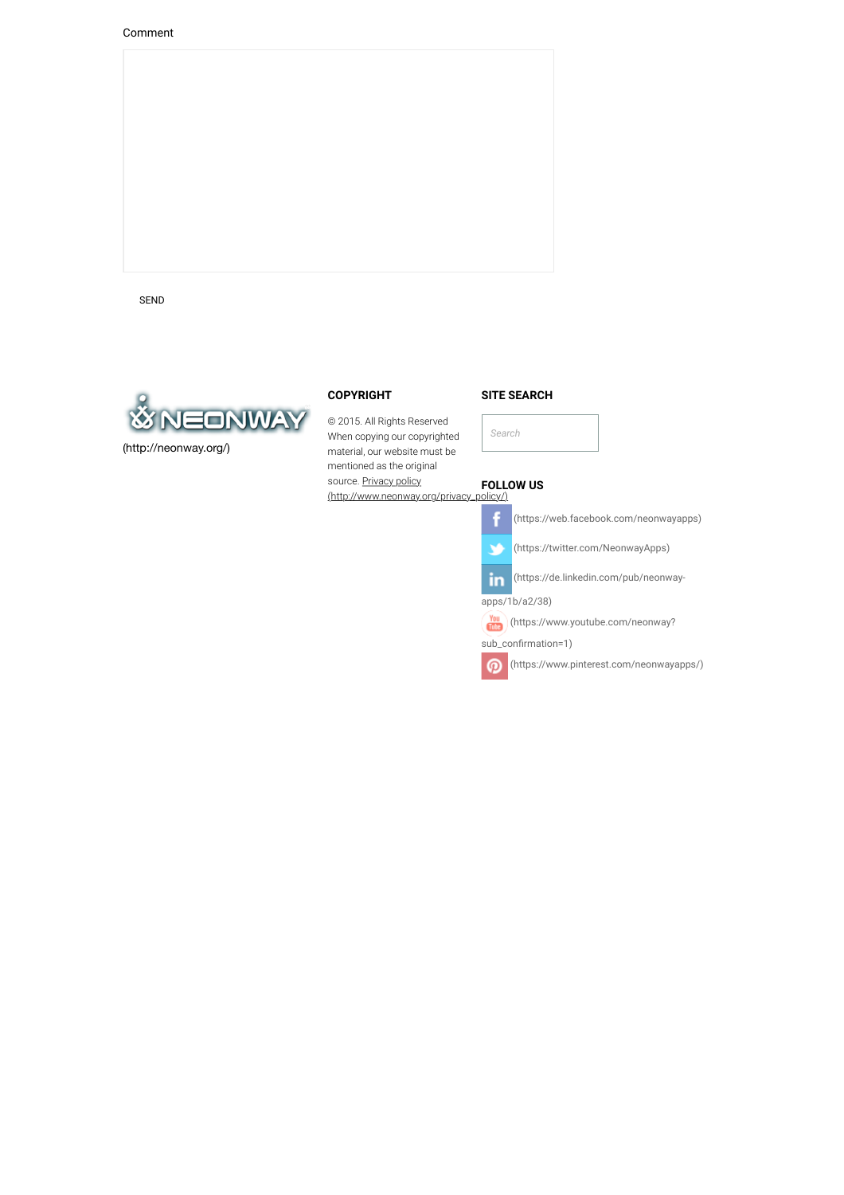Comment

SEND

NEONWAY

(http://neonway.org/)

**COPYRIGHT**

© 2015. All Rights Reserved
When copying our copyrighted material, our website must be mentioned as the original source. Privacy policy (http://www.neonway.org/privacy_policy/)

**SITE SEARCH**

Search

**FOLLOW US**

(https://web.facebook.com/neonwayapps)

(https://twitter.com/NeonwayApps)

(https://de.linkedin.com/pub/neonway-apps/1b/a2/38)

(https://www.youtube.com/neonway?sub_confirmation=1)

(https://www.pinterest.com/neonwayapps/)